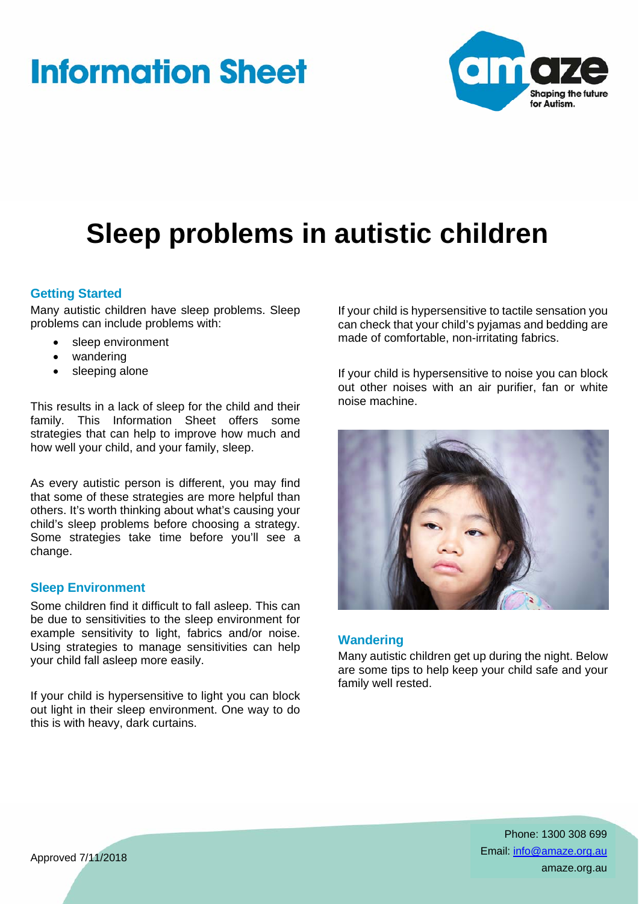Information Sheet

# Sleep problems in autistic children

## Getting Started

Many autistic children have sleep problems. Sleep problems can include problems with:

- sleep environment
- wandering
- sleeping alone

This results in a lack of sleep for the child and their family. This Information Sheet offers some strategies that can help to improve how much and how well your child, and your family, sleep.

As every autistic person is different, you may find that some of these strategies are more helpful than others. It's worth thinking about what's causing your child's sleep problems before choosing a strategy. Some strategies take time before you'll see a change.

## Sleep Environment

Some children find it difficult to fall asleep. This can be due to sensitivities to the sleep environment for example sensitivity to light, fabrics and/or noise. Using strategies to manage sensitivities can help your child fall asleep more easily.

If your child is hypersensitive to light you can block out light in their sleep environment. One way to do this is with heavy, dark curtains.

If your child is hypersensitive to tactile sensation you can check that your child's pyjamas and bedding are made of comfortable, non-irritating fabrics.

If your child is hypersensitive to noise you can block out other noises with an air purifier, fan or white noise machine.

## Wandering

Many autistic children get up during the night. Below are some tips to help keep your child safe and your family well rested.

Approved 7/11/2018

Phone: 1300 308 699
Email: info@amaze.org.au
amaze.org.au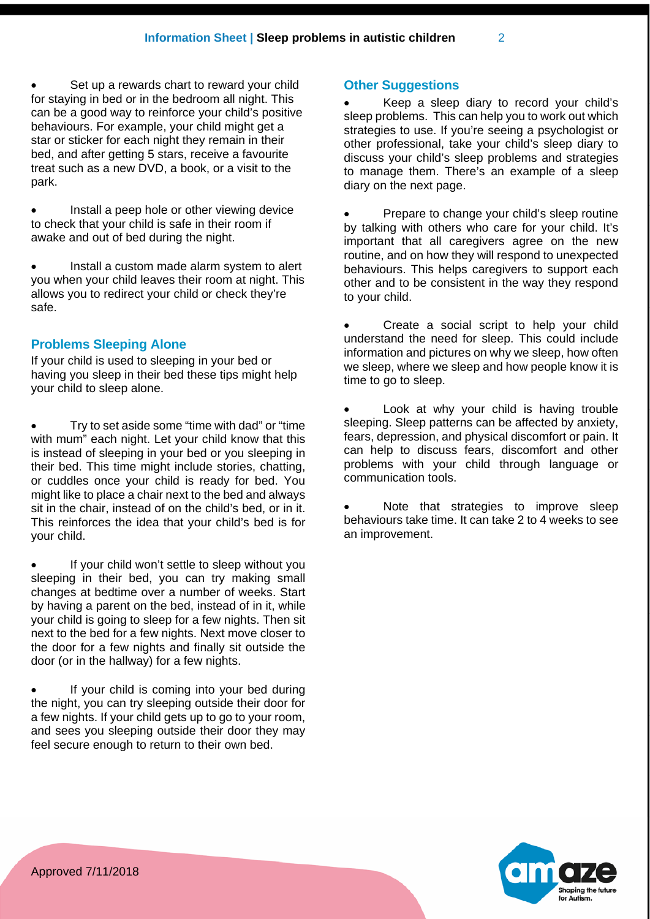- Set up a rewards chart to reward your child for staying in bed or in the bedroom all night. This can be a good way to reinforce your child's positive behaviours. For example, your child might get a star or sticker for each night they remain in their bed, and after getting 5 stars, receive a favourite treat such as a new DVD, a book, or a visit to the park.

- Install a peep hole or other viewing device to check that your child is safe in their room if awake and out of bed during the night.

- Install a custom made alarm system to alert you when your child leaves their room at night. This allows you to redirect your child or check they're safe.

## Problems Sleeping Alone

If your child is used to sleeping in your bed or having you sleep in their bed these tips might help your child to sleep alone.

- Try to set aside some "time with dad" or "time with mum" each night. Let your child know that this is instead of sleeping in your bed or you sleeping in their bed. This time might include stories, chatting, or cuddles once your child is ready for bed. You might like to place a chair next to the bed and always sit in the chair, instead of on the child's bed, or in it. This reinforces the idea that your child's bed is for your child.

- If your child won't settle to sleep without you sleeping in their bed, you can try making small changes at bedtime over a number of weeks. Start by having a parent on the bed, instead of in it, while your child is going to sleep for a few nights. Then sit next to the bed for a few nights. Next move closer to the door for a few nights and finally sit outside the door (or in the hallway) for a few nights.

- If your child is coming into your bed during the night, you can try sleeping outside their door for a few nights. If your child gets up to go to your room, and sees you sleeping outside their door they may feel secure enough to return to their own bed.

## Other Suggestions

- Keep a sleep diary to record your child's sleep problems. This can help you to work out which strategies to use. If you're seeing a psychologist or other professional, take your child's sleep diary to discuss your child's sleep problems and strategies to manage them. There's an example of a sleep diary on the next page.

- Prepare to change your child's sleep routine by talking with others who care for your child. It's important that all caregivers agree on the new routine, and on how they will respond to unexpected behaviours. This helps caregivers to support each other and to be consistent in the way they respond to your child.

- Create a social script to help your child understand the need for sleep. This could include information and pictures on why we sleep, how often we sleep, where we sleep and how people know it is time to go to sleep.

- Look at why your child is having trouble sleeping. Sleep patterns can be affected by anxiety, fears, depression, and physical discomfort or pain. It can help to discuss fears, discomfort and other problems with your child through language or communication tools.

- Note that strategies to improve sleep behaviours take time. It can take 2 to 4 weeks to see an improvement.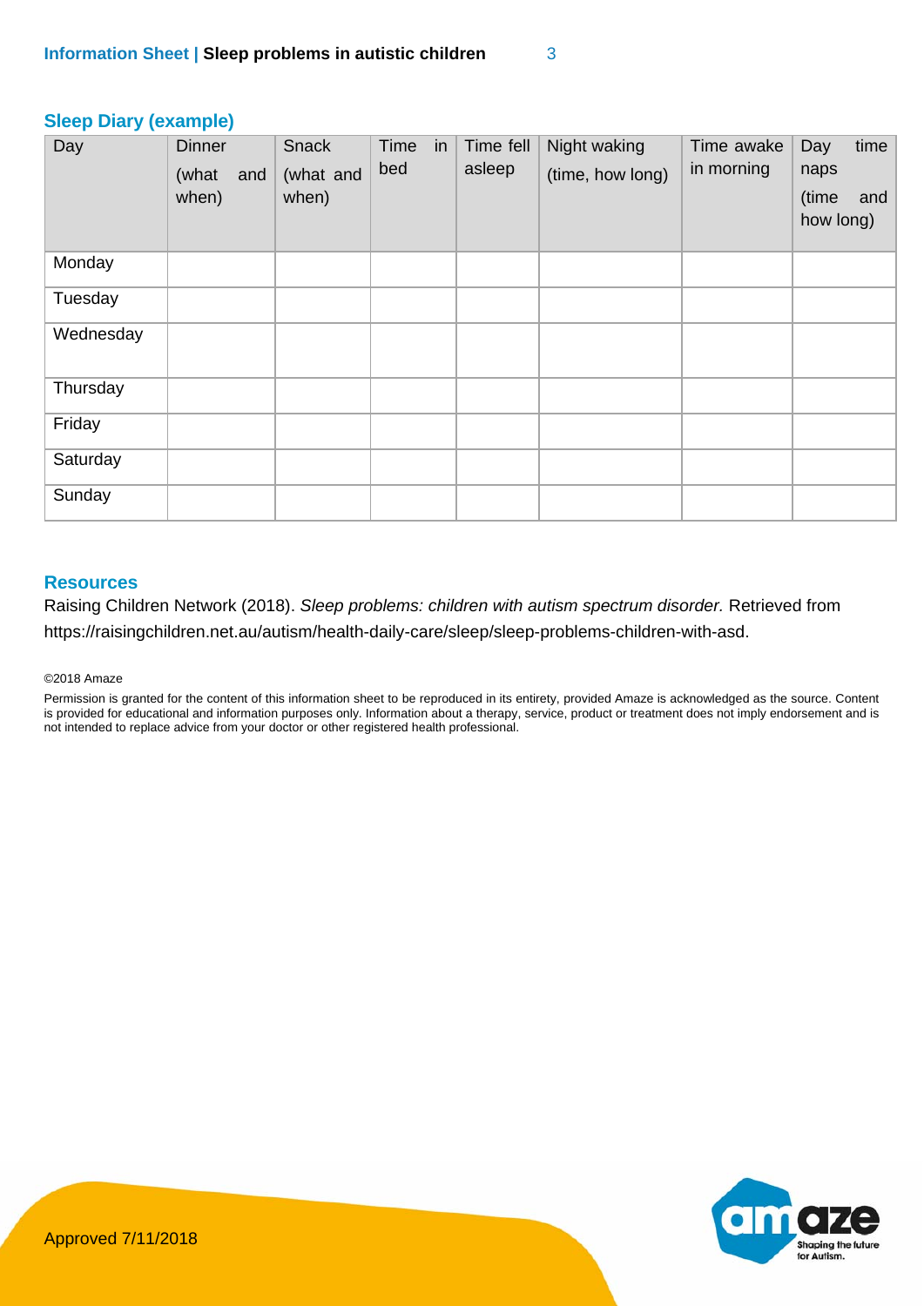## Sleep Diary (example)

| Day | Dinner (what and when) | Snack (what and when) | Time in bed | Time fell asleep | Night waking (time, how long) | Time awake in morning | Day time naps (time and how long) |
|---|---|---|---|---|---|---|---|
| Monday | | | | | | | |
| Tuesday | | | | | | | |
| Wednesday | | | | | | | |
| Thursday | | | | | | | |
| Friday | | | | | | | |
| Saturday | | | | | | | |
| Sunday | | | | | | | |

## Resources

Raising Children Network (2018). *Sleep problems: children with autism spectrum disorder.* Retrieved from https://raisingchildren.net.au/autism/health-daily-care/sleep/sleep-problems-children-with-asd.

©2018 Amaze

Permission is granted for the content of this information sheet to be reproduced in its entirety, provided Amaze is acknowledged as the source. Content is provided for educational and information purposes only. Information about a therapy, service, product or treatment does not imply endorsement and is not intended to replace advice from your doctor or other registered health professional.

Approved 7/11/2018